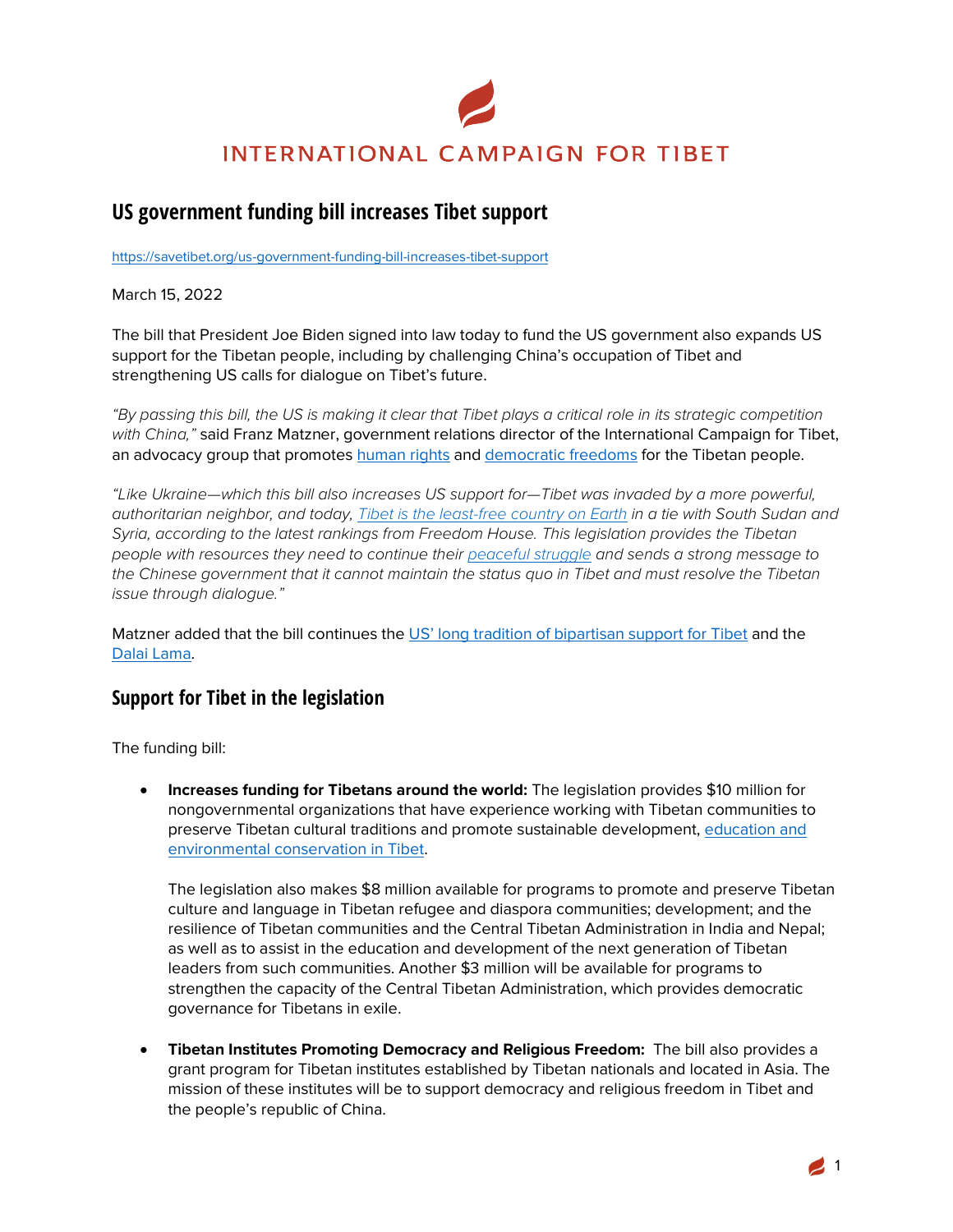INTERNATIONAL CAMPAIGN FOR TIBET

# US government funding bill increases Tibet support

https://savetibet.org/us-government-funding-bill-increases-tibet-support

March 15, 2022

The bill that President Joe Biden signed into law today to fund the US government also expands US support for the Tibetan people, including by challenging China's occupation of Tibet and strengthening US calls for dialogue on Tibet's future.

*"By passing this bill, the US is making it clear that Tibet plays a critical role in its strategic competition with China,"* said Franz Matzner, government relations director of the International Campaign for Tibet, an advocacy group that promotes human rights and democratic freedoms for the Tibetan people.

*"Like Ukraine—which this bill also increases US support for—Tibet was invaded by a more powerful, authoritarian neighbor, and today, Tibet is the least-free country on Earth in a tie with South Sudan and Syria, according to the latest rankings from Freedom House. This legislation provides the Tibetan people with resources they need to continue their peaceful struggle and sends a strong message to the Chinese government that it cannot maintain the status quo in Tibet and must resolve the Tibetan issue through dialogue."*

Matzner added that the bill continues the US' long tradition of bipartisan support for Tibet and the Dalai Lama.

## Support for Tibet in the legislation

The funding bill:

- **Increases funding for Tibetans around the world:** The legislation provides $10 million for nongovernmental organizations that have experience working with Tibetan communities to preserve Tibetan cultural traditions and promote sustainable development, education and environmental conservation in Tibet.

  The legislation also makes $8 million available for programs to promote and preserve Tibetan culture and language in Tibetan refugee and diaspora communities; development; and the resilience of Tibetan communities and the Central Tibetan Administration in India and Nepal; as well as to assist in the education and development of the next generation of Tibetan leaders from such communities. Another $3 million will be available for programs to strengthen the capacity of the Central Tibetan Administration, which provides democratic governance for Tibetans in exile.

- **Tibetan Institutes Promoting Democracy and Religious Freedom:** The bill also provides a grant program for Tibetan institutes established by Tibetan nationals and located in Asia. The mission of these institutes will be to support democracy and religious freedom in Tibet and the people's republic of China.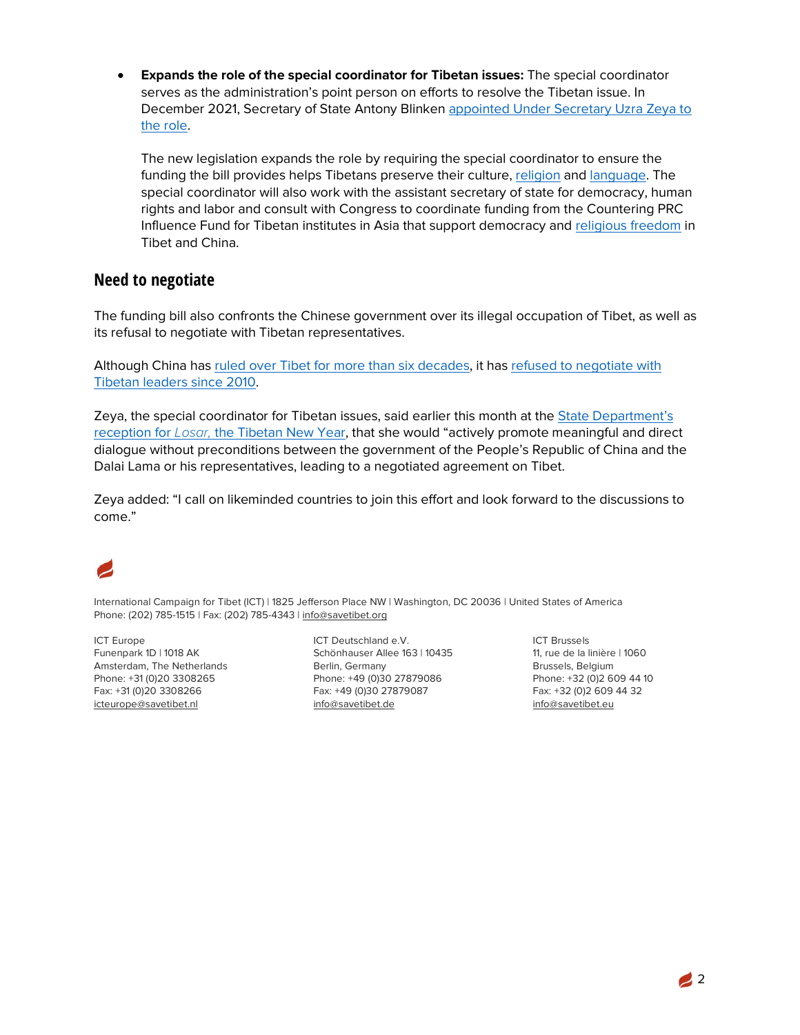- **Expands the role of the special coordinator for Tibetan issues:** The special coordinator serves as the administration's point person on efforts to resolve the Tibetan issue. In December 2021, Secretary of State Antony Blinken appointed Under Secretary Uzra Zeya to the role.

  The new legislation expands the role by requiring the special coordinator to ensure the funding the bill provides helps Tibetans preserve their culture, religion and language. The special coordinator will also work with the assistant secretary of state for democracy, human rights and labor and consult with Congress to coordinate funding from the Countering PRC Influence Fund for Tibetan institutes in Asia that support democracy and religious freedom in Tibet and China.

## Need to negotiate

The funding bill also confronts the Chinese government over its illegal occupation of Tibet, as well as its refusal to negotiate with Tibetan representatives.

Although China has ruled over Tibet for more than six decades, it has refused to negotiate with Tibetan leaders since 2010.

Zeya, the special coordinator for Tibetan issues, said earlier this month at the State Department's reception for *Losar*, the Tibetan New Year, that she would "actively promote meaningful and direct dialogue without preconditions between the government of the People's Republic of China and the Dalai Lama or his representatives, leading to a negotiated agreement on Tibet.

Zeya added: "I call on likeminded countries to join this effort and look forward to the discussions to come."

International Campaign for Tibet (ICT) | 1825 Jefferson Place NW | Washington, DC 20036 | United States of America
Phone: (202) 785-1515 | Fax: (202) 785-4343 | info@savetibet.org

ICT Europe
Funenpark 1D | 1018 AK
Amsterdam, The Netherlands
Phone: +31 (0)20 3308265
Fax: +31 (0)20 3308266
icteurope@savetibet.nl

ICT Deutschland e.V.
Schönhauser Allee 163 | 10435
Berlin, Germany
Phone: +49 (0)30 27879086
Fax: +49 (0)30 27879087
info@savetibet.de

ICT Brussels
11, rue de la linière | 1060
Brussels, Belgium
Phone: +32 (0)2 609 44 10
Fax: +32 (0)2 609 44 32
info@savetibet.eu